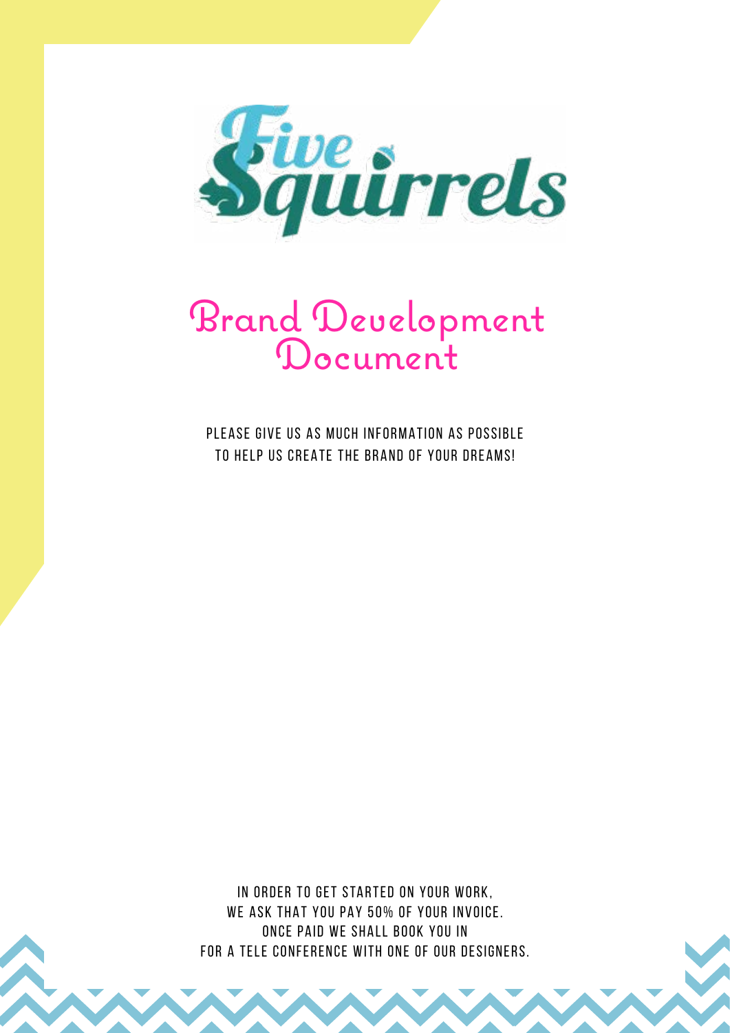# Five Squirrels

# Brand Development Document

PLEASE GIVE US AS MUCH INFORMATION AS POSSIBLE
TO HELP US CREATE THE BRAND OF YOUR DREAMS!

IN ORDER TO GET STARTED ON YOUR WORK,
WE ASK THAT YOU PAY 50% OF YOUR INVOICE.
ONCE PAID WE SHALL BOOK YOU IN
FOR A TELE CONFERENCE WITH ONE OF OUR DESIGNERS.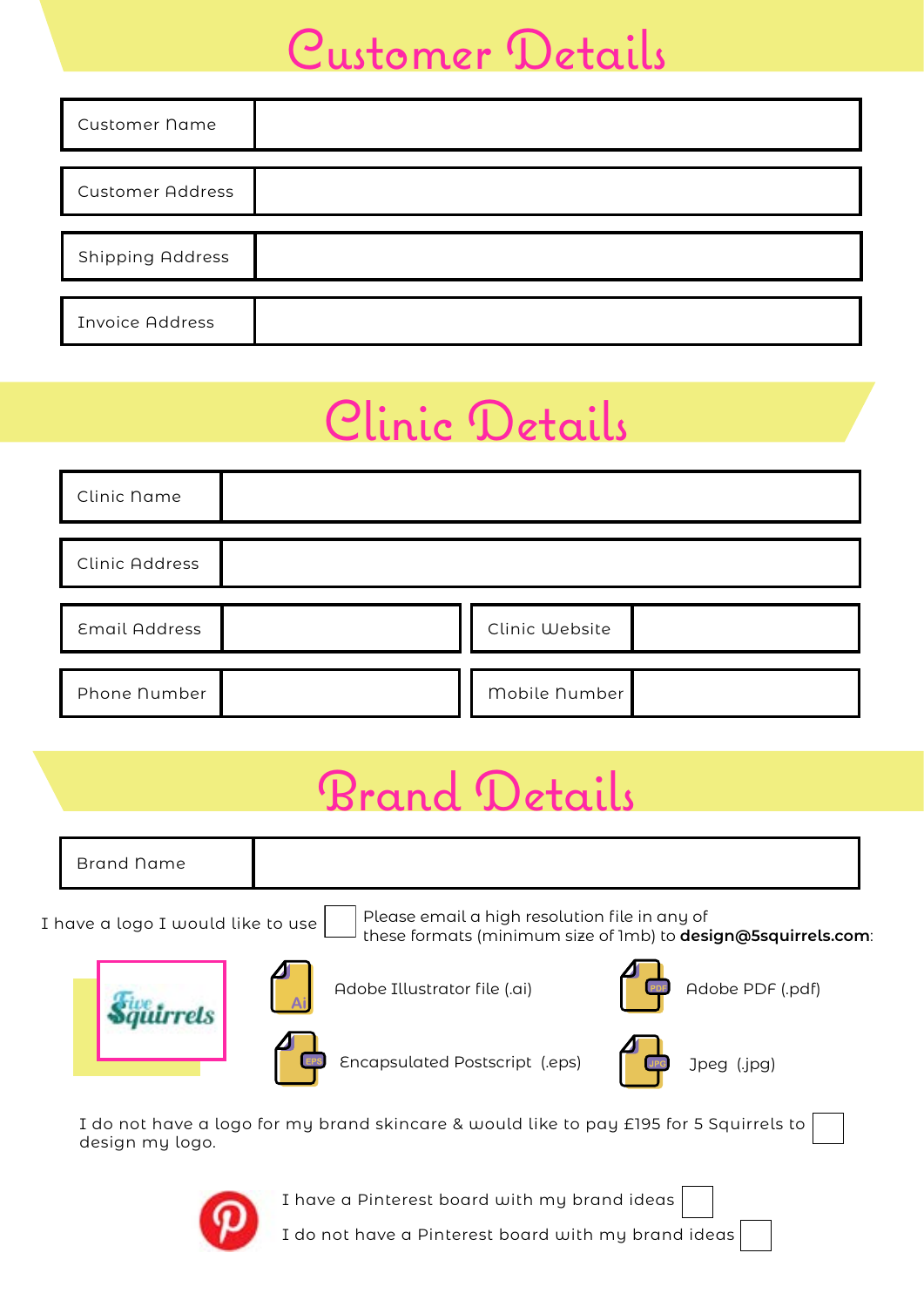# Customer Details

| Customer Name | |
|---|---|
| Customer Address | |
| Shipping Address | |
| Invoice Address | |

# Clinic Details

| Clinic Name | |
|---|---|
| Clinic Address | |

| Email Address | | Clinic Website | |
|---|---|---|---|
| Phone Number | | Mobile Number | |

# Brand Details

| Brand Name | |
|---|---|

I have a logo I would like to use ☐ Please email a high resolution file in any of these formats (minimum size of 1mb) to **design@5squirrels.com**:

- Adobe Illustrator file (.ai)
- Adobe PDF (.pdf)
- Encapsulated Postscript (.eps)
- Jpeg (.jpg)

I do not have a logo for my brand skincare & would like to pay £195 for 5 Squirrels to design my logo. ☐

I have a Pinterest board with my brand ideas ☐

I do not have a Pinterest board with my brand ideas ☐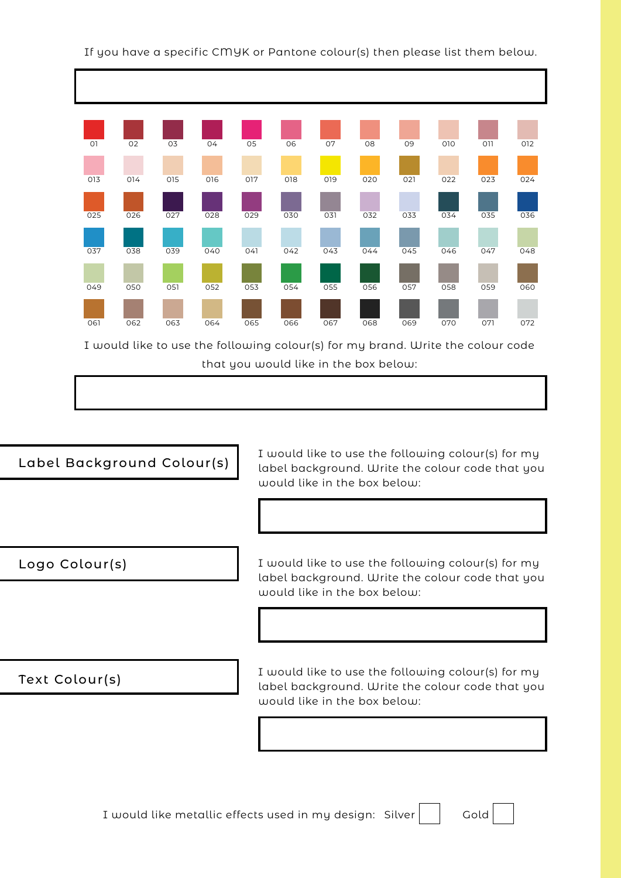If you have a specific CMYK or Pantone colour(s) then please list them below.

| 01 | 02 | 03 | 04 | 05 | 06 | 07 | 08 | 09 | 010 | 011 | 012 |
|---|---|---|---|---|---|---|---|---|---|---|---|
| 013 | 014 | 015 | 016 | 017 | 018 | 019 | 020 | 021 | 022 | 023 | 024 |
| 025 | 026 | 027 | 028 | 029 | 030 | 031 | 032 | 033 | 034 | 035 | 036 |
| 037 | 038 | 039 | 040 | 041 | 042 | 043 | 044 | 045 | 046 | 047 | 048 |
| 049 | 050 | 051 | 052 | 053 | 054 | 055 | 056 | 057 | 058 | 059 | 060 |
| 061 | 062 | 063 | 064 | 065 | 066 | 067 | 068 | 069 | 070 | 071 | 072 |

I would like to use the following colour(s) for my brand. Write the colour code that you would like in the box below:

## Label Background Colour(s)

I would like to use the following colour(s) for my label background. Write the colour code that you would like in the box below:

## Logo Colour(s)

I would like to use the following colour(s) for my label background. Write the colour code that you would like in the box below:

## Text Colour(s)

I would like to use the following colour(s) for my label background. Write the colour code that you would like in the box below:

I would like metallic effects used in my design: Silver ☐ Gold ☐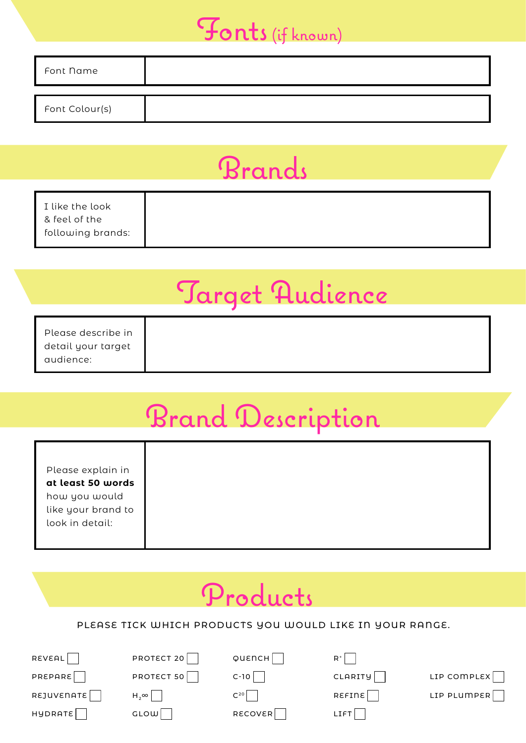## Fonts (if known)

| | |
|---|---|
| Font Name | |
| Font Colour(s) | |

## Brands

| | |
|---|---|
| I like the look & feel of the following brands: | |

## Target Audience

| | |
|---|---|
| Please describe in detail your target audience: | |

## Brand Description

| | |
|---|---|
| Please explain in **at least 50 words** how you would like your brand to look in detail: | |

## Products

PLEASE TICK WHICH PRODUCTS YOU WOULD LIKE IN YOUR RANGE.

| | | | | |
|---|---|---|---|---|
| REVEAL ☐ | PROTECT 20 ☐ | QUENCH ☐ | $R^+$ ☐ | |
| PREPARE ☐ | PROTECT 50 ☐ | C-10 ☐ | CLARITY ☐ | LIP COMPLEX ☐ |
| REJUVENATE ☐ | $H_2\infty$ ☐ | $C^{20}$ ☐ | REFINE ☐ | LIP PLUMPER ☐ |
| HYDRATE ☐ | GLOW ☐ | RECOVER ☐ | LIFT ☐ | |